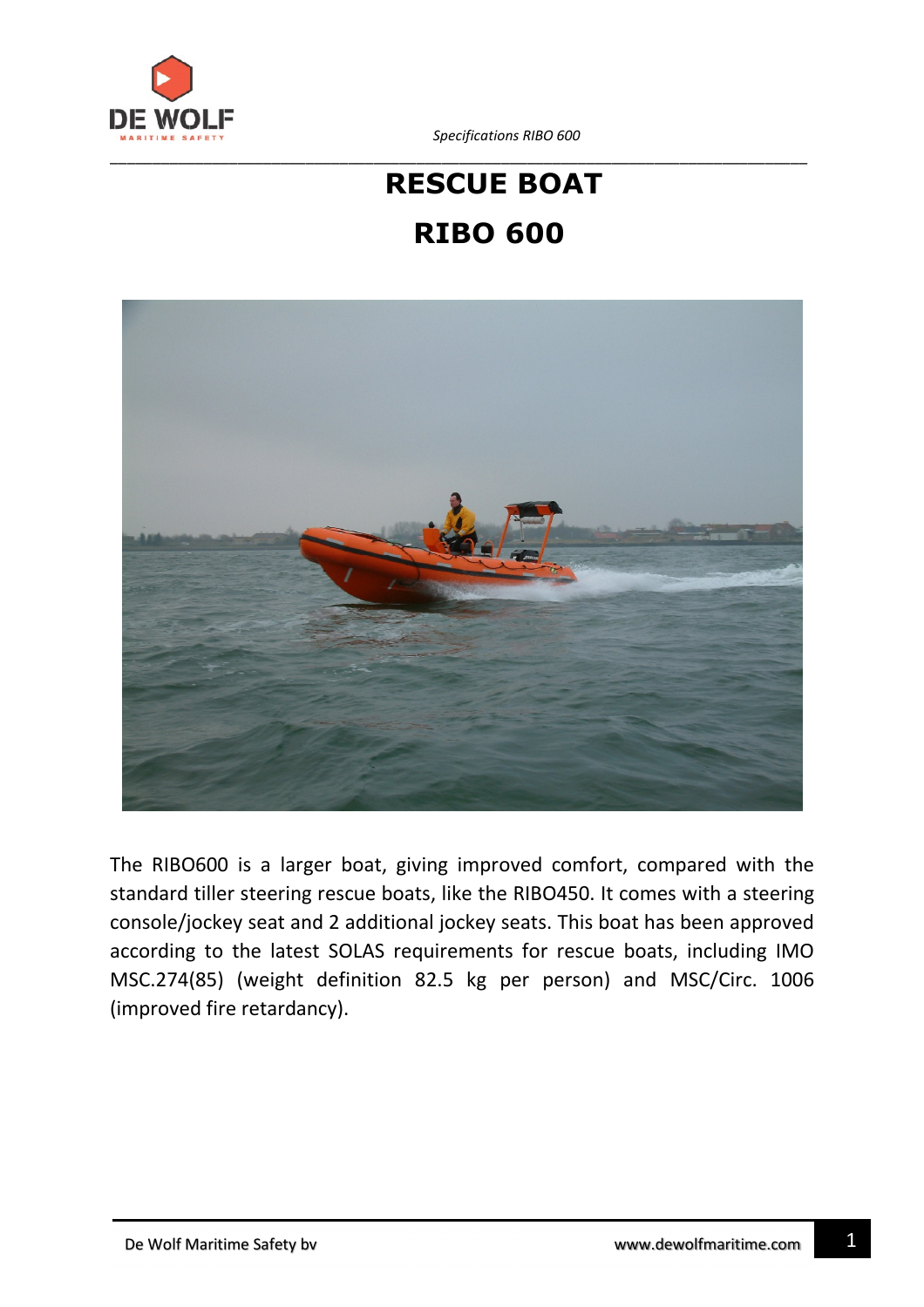# RESCUE BOAT

# RIBO 600

The RIBO600 is a larger boat, giving improved comfort, compared with the standard tiller steering rescue boats, like the RIBO450. It comes with a steering console/jockey seat and 2 additional jockey seats. This boat has been approved according to the latest SOLAS requirements for rescue boats, including IMO MSC.274(85) (weight definition 82.5 kg per person) and MSC/Circ. 1006 (improved fire retardancy).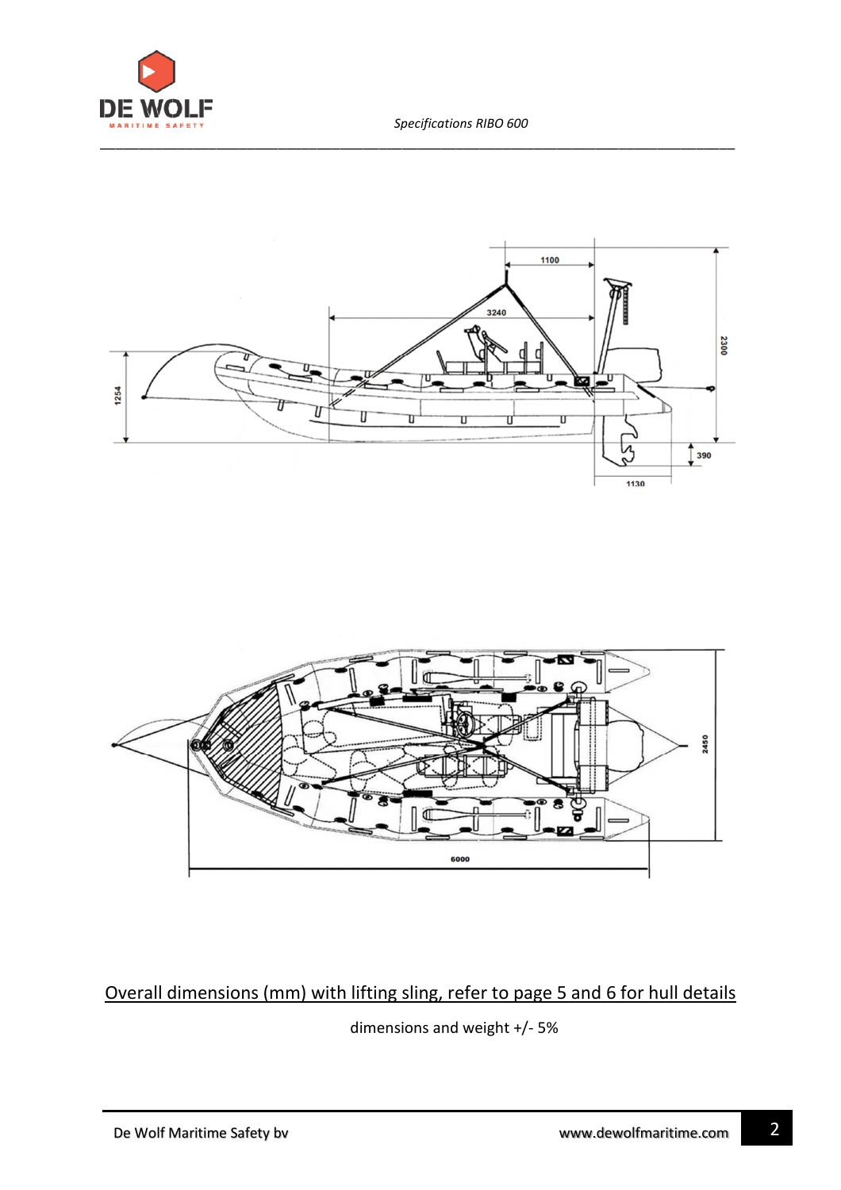Overall dimensions (mm) with lifting sling, refer to page 5 and 6 for hull details

dimensions and weight +/- 5%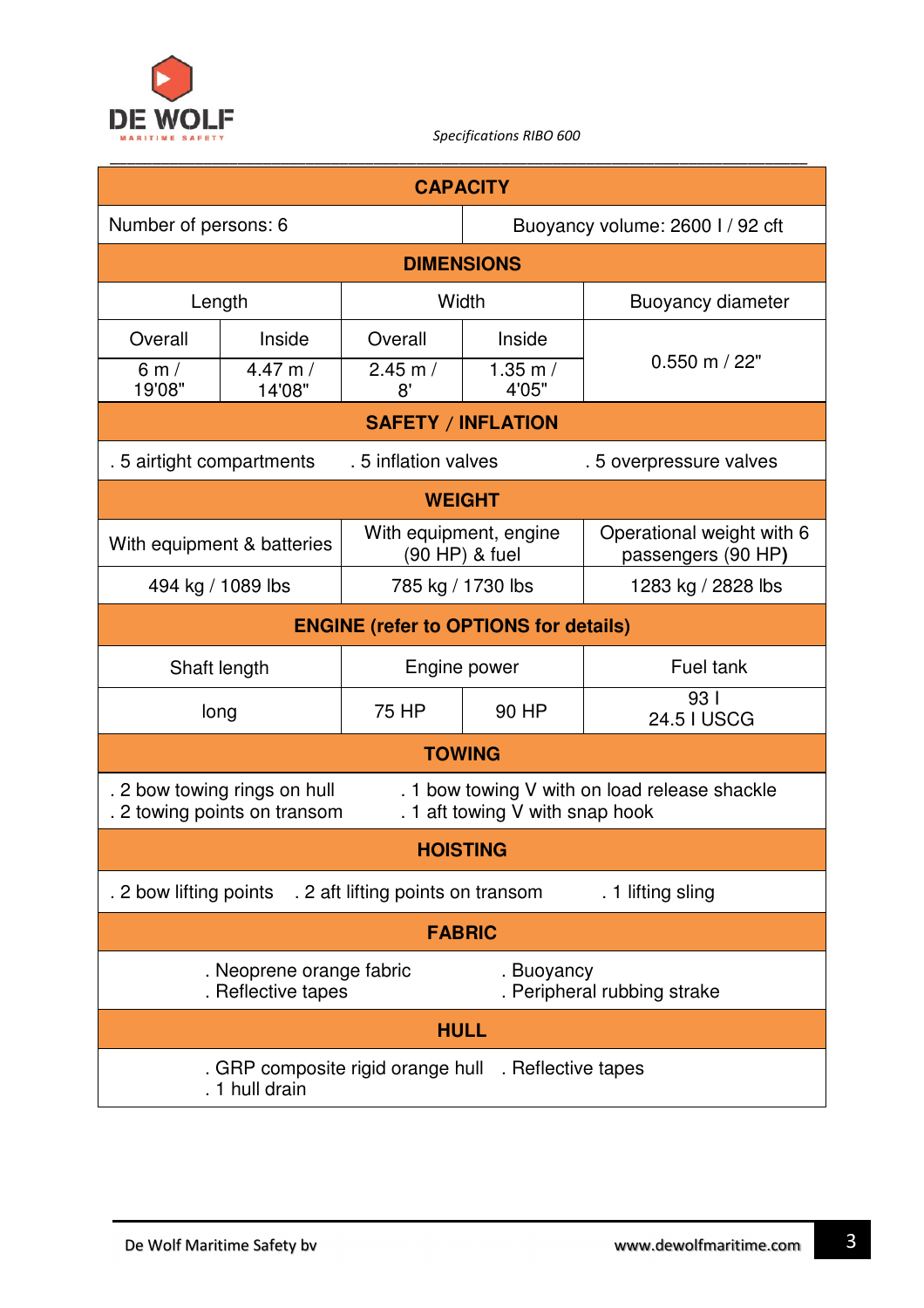*Specifications RIBO 600*

| CAPACITY | | | | | |
|---|---|---|---|---|---|
| Number of persons: 6 | | | Buoyancy volume: 2600 l / 92 cft | | |

| DIMENSIONS | | | | |
|---|---|---|---|---|
| Length | | Width | | Buoyancy diameter |
| Overall | Inside | Overall | Inside | |
| 6 m / 19'08" | 4.47 m / 14'08" | 2.45 m / 8' | 1.35 m / 4'05" | 0.550 m / 22" |

| SAFETY / INFLATION | | |
|---|---|---|
| . 5 airtight compartments | . 5 inflation valves | . 5 overpressure valves |

| WEIGHT | | |
|---|---|---|
| With equipment & batteries | With equipment, engine (90 HP) & fuel | Operational weight with 6 passengers (90 HP) |
| 494 kg / 1089 lbs | 785 kg / 1730 lbs | 1283 kg / 2828 lbs |

| ENGINE (refer to OPTIONS for details) | | | |
|---|---|---|---|
| Shaft length | Engine power | | Fuel tank |
| long | 75 HP | 90 HP | 93 l<br>24.5 l USCG |

| TOWING | |
|---|---|
| . 2 bow towing rings on hull<br>. 2 towing points on transom | . 1 bow towing V with on load release shackle<br>. 1 aft towing V with snap hook |

| HOISTING | | |
|---|---|---|
| . 2 bow lifting points | . 2 aft lifting points on transom | . 1 lifting sling |

| FABRIC | |
|---|---|
| . Neoprene orange fabric<br>. Reflective tapes | . Buoyancy<br>. Peripheral rubbing strake |

| HULL | |
|---|---|
| . GRP composite rigid orange hull<br>. 1 hull drain | . Reflective tapes |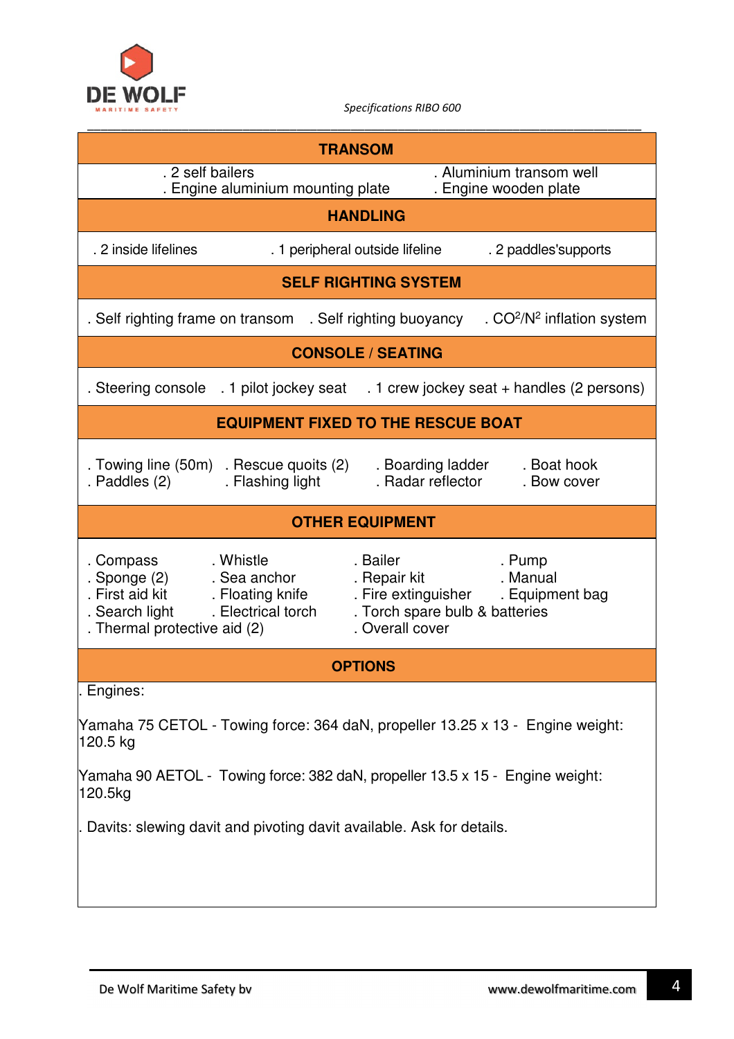## TRANSOM

. 2 self bailers
. Engine aluminium mounting plate
. Aluminium transom well
. Engine wooden plate

## HANDLING

. 2 inside lifelines
. 1 peripheral outside lifeline
. 2 paddles'supports

## SELF RIGHTING SYSTEM

. Self righting frame on transom
. Self righting buoyancy
. $CO^2/N^2$ inflation system

## CONSOLE / SEATING

. Steering console
. 1 pilot jockey seat
. 1 crew jockey seat + handles (2 persons)

## EQUIPMENT FIXED TO THE RESCUE BOAT

. Towing line (50m)
. Paddles (2)
. Rescue quoits (2)
. Flashing light
. Boarding ladder
. Radar reflector
. Boat hook
. Bow cover

## OTHER EQUIPMENT

. Compass
. Sponge (2)
. First aid kit
. Search light
. Thermal protective aid (2)
. Whistle
. Sea anchor
. Floating knife
. Electrical torch
. Bailer
. Repair kit
. Fire extinguisher
. Torch spare bulb & batteries
. Overall cover
. Pump
. Manual
. Equipment bag

## OPTIONS

. Engines:

Yamaha 75 CETOL - Towing force: 364 daN, propeller 13.25 x 13 - Engine weight: 120.5 kg

Yamaha 90 AETOL - Towing force: 382 daN, propeller 13.5 x 15 - Engine weight: 120.5kg

. Davits: slewing davit and pivoting davit available. Ask for details.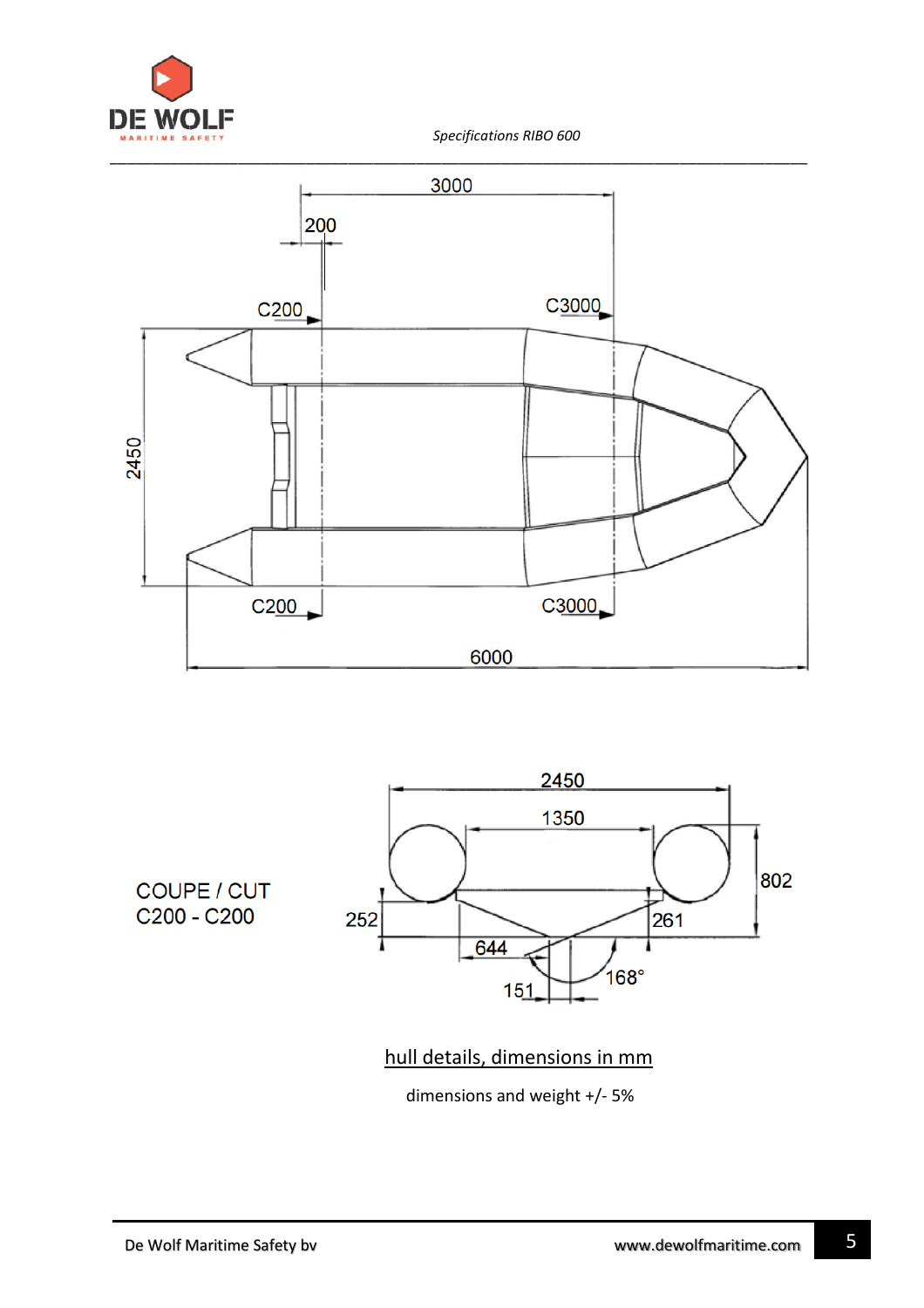3000

200

C200

C3000

2450

C200

C3000

6000

COUPE / CUT
C200 - C200

2450

1350

802

252

261

644

168°

151

hull details, dimensions in mm

dimensions and weight +/- 5%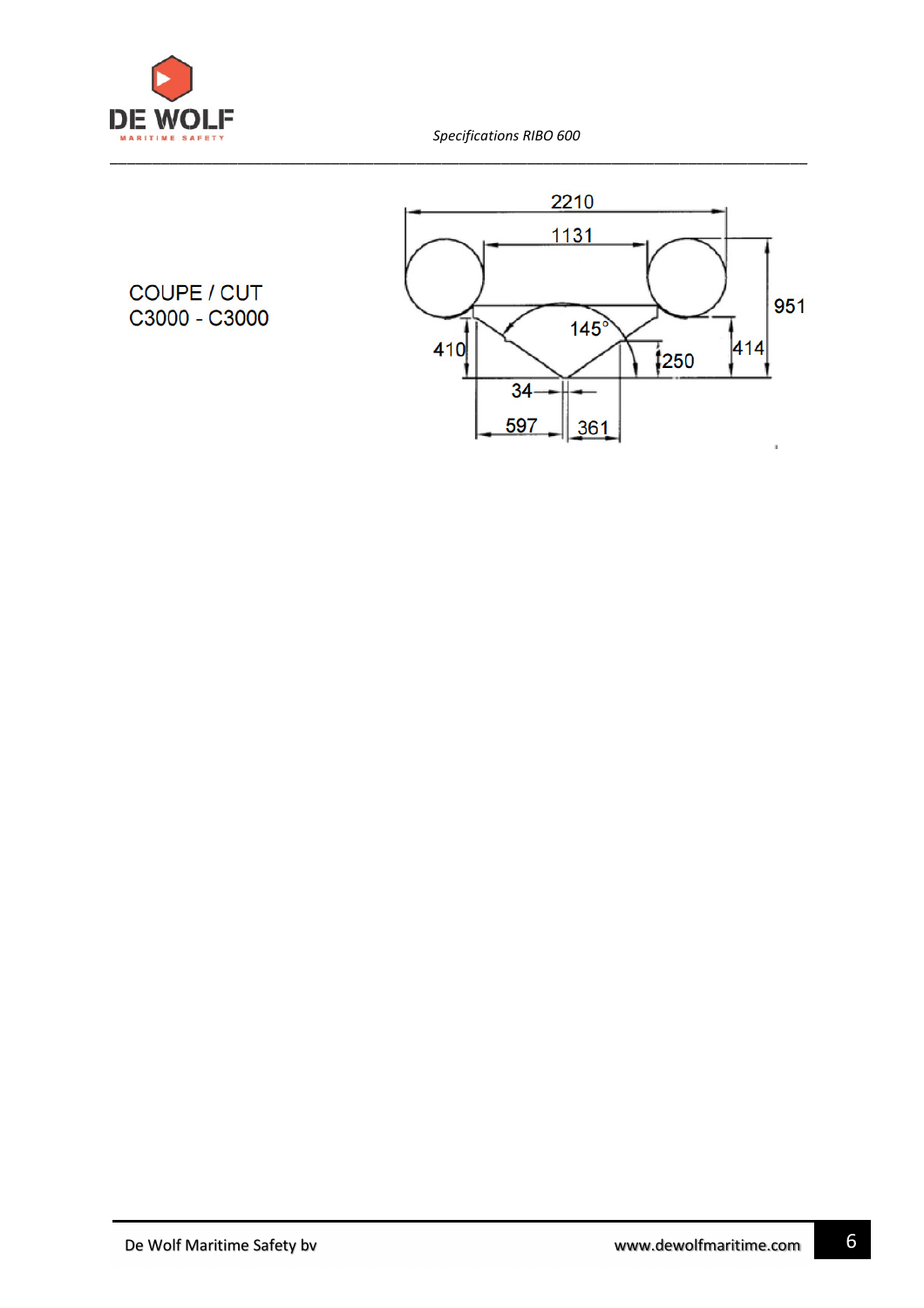COUPE / CUT
C3000 - C3000

2210
1131
951
145°
410
250
414
34
597
361